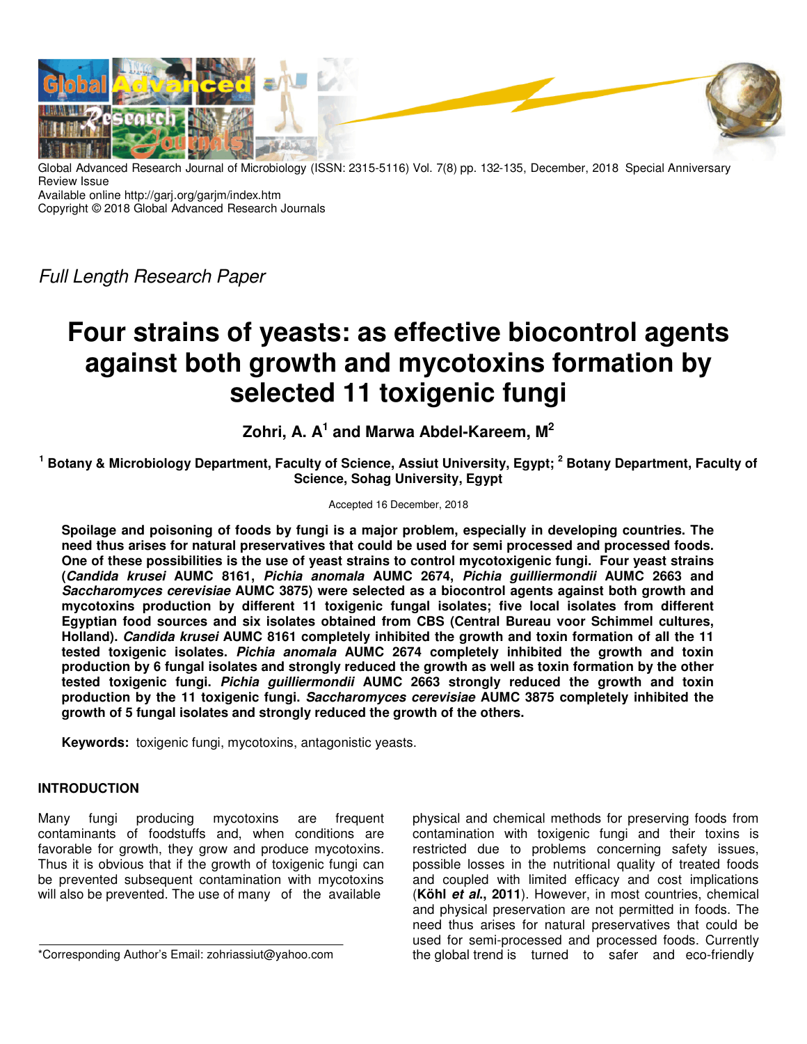Global Advanced Research Journal of Microbiology (ISSN: 2315-5116) Vol. 7(8) pp. 132-135, December, 2018 Special Anniversary Review Issue
Available online http://garj.org/garjm/index.htm
Copyright © 2018 Global Advanced Research Journals

*Full Length Research Paper*

# Four strains of yeasts: as effective biocontrol agents against both growth and mycotoxins formation by selected 11 toxigenic fungi

**Zohri, A. A[1] and Marwa Abdel-Kareem, M[2]**

**[1] Botany & Microbiology Department, Faculty of Science, Assiut University, Egypt; [2] Botany Department, Faculty of Science, Sohag University, Egypt**

Accepted 16 December, 2018

**Spoilage and poisoning of foods by fungi is a major problem, especially in developing countries. The need thus arises for natural preservatives that could be used for semi processed and processed foods. One of these possibilities is the use of yeast strains to control mycotoxigenic fungi. Four yeast strains (*Candida krusei* AUMC 8161, *Pichia anomala* AUMC 2674, *Pichia guilliermondii* AUMC 2663 and *Saccharomyces cerevisiae* AUMC 3875) were selected as a biocontrol agents against both growth and mycotoxins production by different 11 toxigenic fungal isolates; five local isolates from different Egyptian food sources and six isolates obtained from CBS (Central Bureau voor Schimmel cultures, Holland). *Candida krusei* AUMC 8161 completely inhibited the growth and toxin formation of all the 11 tested toxigenic isolates. *Pichia anomala* AUMC 2674 completely inhibited the growth and toxin production by 6 fungal isolates and strongly reduced the growth as well as toxin formation by the other tested toxigenic fungi. *Pichia guilliermondii* AUMC 2663 strongly reduced the growth and toxin production by the 11 toxigenic fungi. *Saccharomyces cerevisiae* AUMC 3875 completely inhibited the growth of 5 fungal isolates and strongly reduced the growth of the others.**

**Keywords:** toxigenic fungi, mycotoxins, antagonistic yeasts.

## INTRODUCTION

Many fungi producing mycotoxins are frequent contaminants of foodstuffs and, when conditions are favorable for growth, they grow and produce mycotoxins. Thus it is obvious that if the growth of toxigenic fungi can be prevented subsequent contamination with mycotoxins will also be prevented. The use of many of the available physical and chemical methods for preserving foods from contamination with toxigenic fungi and their toxins is restricted due to problems concerning safety issues, possible losses in the nutritional quality of treated foods and coupled with limited efficacy and cost implications (**Köhl *et al*., 2011**). However, in most countries, chemical and physical preservation are not permitted in foods. The need thus arises for natural preservatives that could be used for semi-processed and processed foods. Currently the global trend is turned to safer and eco-friendly

*Corresponding Author's Email: zohriassiut@yahoo.com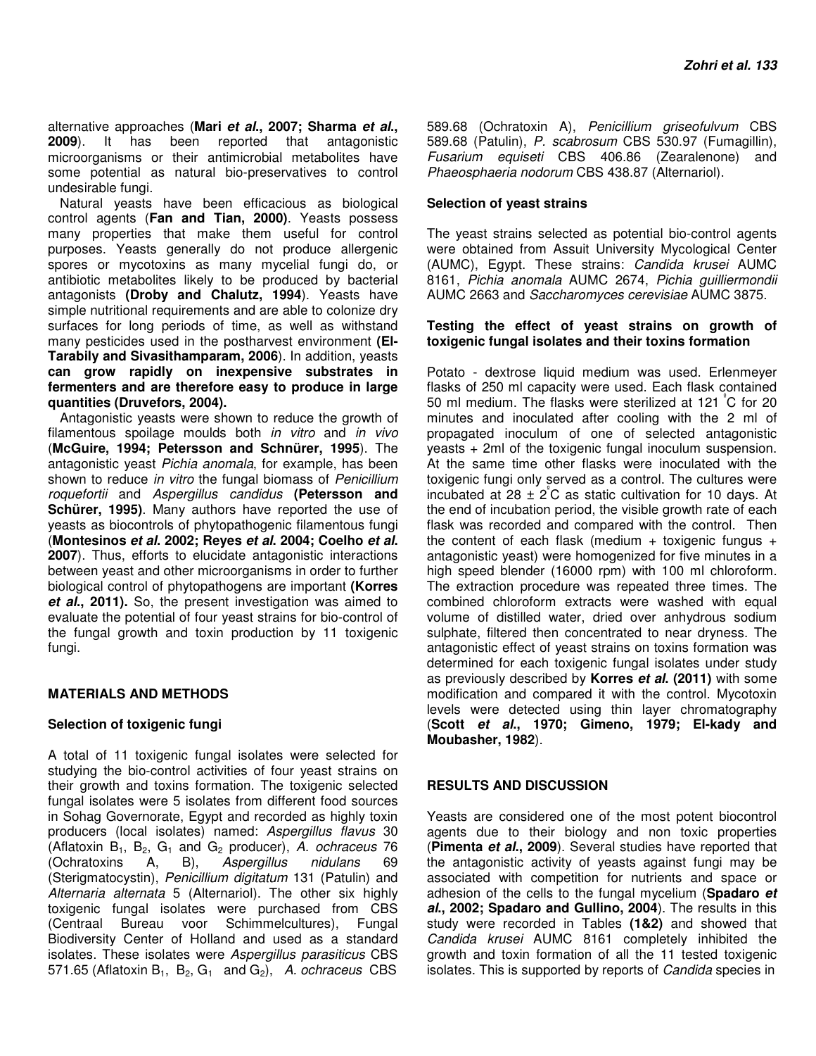alternative approaches (**Mari *et al.*, 2007; Sharma *et al.*, 2009**). It has been reported that antagonistic microorganisms or their antimicrobial metabolites have some potential as natural bio-preservatives to control undesirable fungi.

Natural yeasts have been efficacious as biological control agents (**Fan and Tian, 2000)**. Yeasts possess many properties that make them useful for control purposes. Yeasts generally do not produce allergenic spores or mycotoxins as many mycelial fungi do, or antibiotic metabolites likely to be produced by bacterial antagonists **(Droby and Chalutz, 1994**). Yeasts have simple nutritional requirements and are able to colonize dry surfaces for long periods of time, as well as withstand many pesticides used in the postharvest environment **(El-Tarabily and Sivasithamparam, 2006**). In addition, yeasts **can grow rapidly on inexpensive substrates in fermenters and are therefore easy to produce in large quantities (Druvefors, 2004).**

Antagonistic yeasts were shown to reduce the growth of filamentous spoilage moulds both *in vitro* and *in vivo* (**McGuire, 1994; Petersson and Schnürer, 1995**). The antagonistic yeast *Pichia anomala*, for example, has been shown to reduce *in vitro* the fungal biomass of *Penicillium roquefortii* and *Aspergillus candidus* **(Petersson and Schürer, 1995)**. Many authors have reported the use of yeasts as biocontrols of phytopathogenic filamentous fungi (**Montesinos *et al.* 2002; Reyes *et al.* 2004; Coelho *et al.* 2007**). Thus, efforts to elucidate antagonistic interactions between yeast and other microorganisms in order to further biological control of phytopathogens are important **(Korres *et al.*, 2011).** So, the present investigation was aimed to evaluate the potential of four yeast strains for bio-control of the fungal growth and toxin production by 11 toxigenic fungi.

## MATERIALS AND METHODS

### Selection of toxigenic fungi

A total of 11 toxigenic fungal isolates were selected for studying the bio-control activities of four yeast strains on their growth and toxins formation. The toxigenic selected fungal isolates were 5 isolates from different food sources in Sohag Governorate, Egypt and recorded as highly toxin producers (local isolates) named: *Aspergillus flavus* 30 (Aflatoxin $B_1$, $B_2$, $G_1$ and $G_2$ producer), *A. ochraceus* 76 (Ochratoxins A, B), *Aspergillus nidulans* 69 (Sterigmatocystin), *Penicillium digitatum* 131 (Patulin) and *Alternaria alternata* 5 (Alternariol). The other six highly toxigenic fungal isolates were purchased from CBS (Centraal Bureau voor Schimmelcultures), Fungal Biodiversity Center of Holland and used as a standard isolates. These isolates were *Aspergillus parasiticus* CBS 571.65 (Aflatoxin $B_1$, $B_2$, $G_1$ and $G_2$), *A. ochraceus* CBS 589.68 (Ochratoxin A), *Penicillium griseofulvum* CBS 589.68 (Patulin), *P. scabrosum* CBS 530.97 (Fumagillin), *Fusarium equiseti* CBS 406.86 (Zearalenone) and *Phaeosphaeria nodorum* CBS 438.87 (Alternariol).

### Selection of yeast strains

The yeast strains selected as potential bio-control agents were obtained from Assuit University Mycological Center (AUMC), Egypt. These strains: *Candida krusei* AUMC 8161, *Pichia anomala* AUMC 2674, *Pichia guilliermondii* AUMC 2663 and *Saccharomyces cerevisiae* AUMC 3875.

### Testing the effect of yeast strains on growth of toxigenic fungal isolates and their toxins formation

Potato - dextrose liquid medium was used. Erlenmeyer flasks of 250 ml capacity were used. Each flask contained 50 ml medium. The flasks were sterilized at 121 °C for 20 minutes and inoculated after cooling with the 2 ml of propagated inoculum of one of selected antagonistic yeasts + 2ml of the toxigenic fungal inoculum suspension. At the same time other flasks were inoculated with the toxigenic fungi only served as a control. The cultures were incubated at 28 ± 2°C as static cultivation for 10 days. At the end of incubation period, the visible growth rate of each flask was recorded and compared with the control. Then the content of each flask (medium + toxigenic fungus + antagonistic yeast) were homogenized for five minutes in a high speed blender (16000 rpm) with 100 ml chloroform. The extraction procedure was repeated three times. The combined chloroform extracts were washed with equal volume of distilled water, dried over anhydrous sodium sulphate, filtered then concentrated to near dryness. The antagonistic effect of yeast strains on toxins formation was determined for each toxigenic fungal isolates under study as previously described by **Korres *et al.* (2011)** with some modification and compared it with the control. Mycotoxin levels were detected using thin layer chromatography (**Scott *et al.*, 1970; Gimeno, 1979; El-kady and Moubasher, 1982**).

## RESULTS AND DISCUSSION

Yeasts are considered one of the most potent biocontrol agents due to their biology and non toxic properties (**Pimenta *et al.*, 2009**). Several studies have reported that the antagonistic activity of yeasts against fungi may be associated with competition for nutrients and space or adhesion of the cells to the fungal mycelium (**Spadaro *et al.*, 2002; Spadaro and Gullino, 2004**). The results in this study were recorded in Tables **(1&2)** and showed that *Candida krusei* AUMC 8161 completely inhibited the growth and toxin formation of all the 11 tested toxigenic isolates. This is supported by reports of *Candida* species in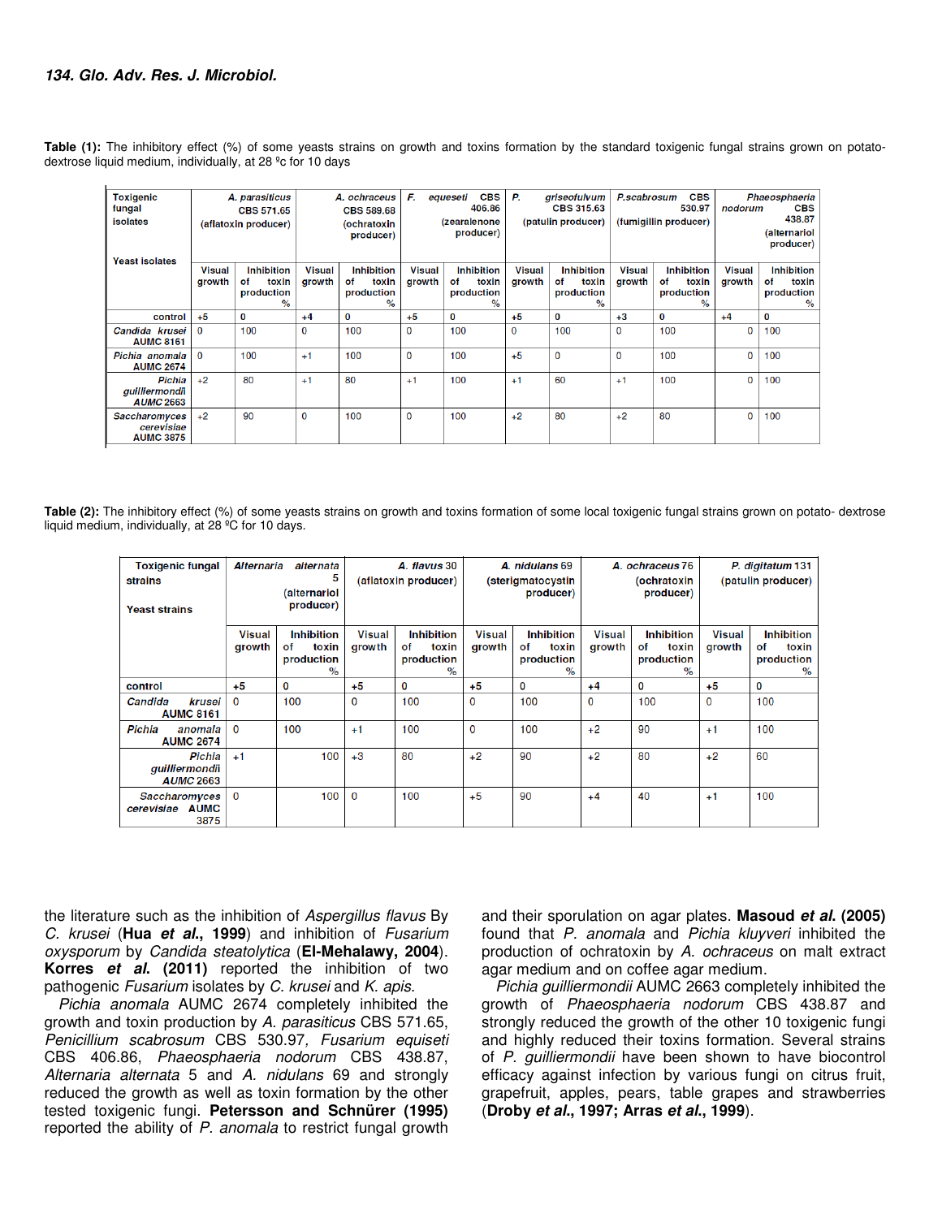**Table (1):** The inhibitory effect (%) of some yeasts strains on growth and toxins formation by the standard toxigenic fungal strains grown on potato-dextrose liquid medium, individually, at 28 ºc for 10 days

| Toxigenic fungal isolates / Yeast isolates | *A. parasiticus* CBS 571.65 (aflatoxin producer) | | *A. ochraceus* CBS 589.68 (ochratoxin producer) | | *F. equeseti* CBS 406.86 (zearalenone producer) | | *P. griseofulvum* CBS 315.63 (patulin producer) | | *P.scabrosum* CBS 530.97 (fumigillin producer) | | *Phaeosphaeria nodorum* CBS 438.87 (alternariol producer) | |
|---|---|---|---|---|---|---|---|---|---|---|---|---|
| | Visual growth | Inhibition of toxin production % | Visual growth | Inhibition of toxin production % | Visual growth | Inhibition of toxin production % | Visual growth | Inhibition of toxin production % | Visual growth | Inhibition of toxin production % | Visual growth | Inhibition of toxin production % |
| control | +5 | 0 | +4 | 0 | +5 | 0 | +5 | 0 | +3 | 0 | +4 | 0 |
| *Candida krusei* AUMC 8161 | 0 | 100 | 0 | 100 | 0 | 100 | 0 | 100 | 0 | 100 | 0 | 100 |
| *Pichia anomala* AUMC 2674 | 0 | 100 | +1 | 100 | 0 | 100 | +5 | 0 | 0 | 100 | 0 | 100 |
| *Pichia guilliermondii* AUMC 2663 | +2 | 80 | +1 | 80 | +1 | 100 | +1 | 60 | +1 | 100 | 0 | 100 |
| *Saccharomyces cerevisiae* AUMC 3875 | +2 | 90 | 0 | 100 | 0 | 100 | +2 | 80 | +2 | 80 | 0 | 100 |

**Table (2):** The inhibitory effect (%) of some yeasts strains on growth and toxins formation of some local toxigenic fungal strains grown on potato- dextrose liquid medium, individually, at 28 ºC for 10 days.

| Toxigenic fungal strains / Yeast strains | *Alternaria alternata* 5 (alternariol producer) | | *A. flavus* 30 (aflatoxin producer) | | *A. nidulans* 69 (sterigmatocystin producer) | | *A. ochraceus* 76 (ochratoxin producer) | | *P. digitatum* 131 (patulin producer) | |
|---|---|---|---|---|---|---|---|---|---|---|
| | Visual growth | Inhibition of toxin production % | Visual growth | Inhibition of toxin production % | Visual growth | Inhibition of toxin production % | Visual growth | Inhibition of toxin production % | Visual growth | Inhibition of toxin production % |
| control | +5 | 0 | +5 | 0 | +5 | 0 | +4 | 0 | +5 | 0 |
| *Candida krusei* AUMC 8161 | 0 | 100 | 0 | 100 | 0 | 100 | 0 | 100 | 0 | 100 |
| *Pichia anomala* AUMC 2674 | 0 | 100 | +1 | 100 | 0 | 100 | +2 | 90 | +1 | 100 |
| *Pichia guilliermondii* AUMC 2663 | +1 | 100 | +3 | 80 | +2 | 90 | +2 | 80 | +2 | 60 |
| *Saccharomyces cerevisiae* AUMC 3875 | 0 | 100 | 0 | 100 | +5 | 90 | +4 | 40 | +1 | 100 |

the literature such as the inhibition of *Aspergillus flavus* By *C. krusei* (**Hua *et al.*, 1999**) and inhibition of *Fusarium oxysporum* by *Candida steatolytica* (**El-Mehalawy, 2004**). **Korres *et al.* (2011)** reported the inhibition of two pathogenic *Fusarium* isolates by *C. krusei* and *K. apis*.

*Pichia anomala* AUMC 2674 completely inhibited the growth and toxin production by *A. parasiticus* CBS 571.65, *Penicillium scabrosum* CBS 530.97, *Fusarium equiseti* CBS 406.86, *Phaeosphaeria nodorum* CBS 438.87, *Alternaria alternata* 5 and *A. nidulans* 69 and strongly reduced the growth as well as toxin formation by the other tested toxigenic fungi. **Petersson and Schnürer (1995)** reported the ability of *P. anomala* to restrict fungal growth and their sporulation on agar plates. **Masoud *et al.* (2005)** found that *P. anomala* and *Pichia kluyveri* inhibited the production of ochratoxin by *A. ochraceus* on malt extract agar medium and on coffee agar medium.

*Pichia guilliermondii* AUMC 2663 completely inhibited the growth of *Phaeosphaeria nodorum* CBS 438.87 and strongly reduced the growth of the other 10 toxigenic fungi and highly reduced their toxins formation. Several strains of *P. guilliermondii* have been shown to have biocontrol efficacy against infection by various fungi on citrus fruit, grapefruit, apples, pears, table grapes and strawberries (**Droby *et al.*, 1997; Arras *et al.*, 1999**).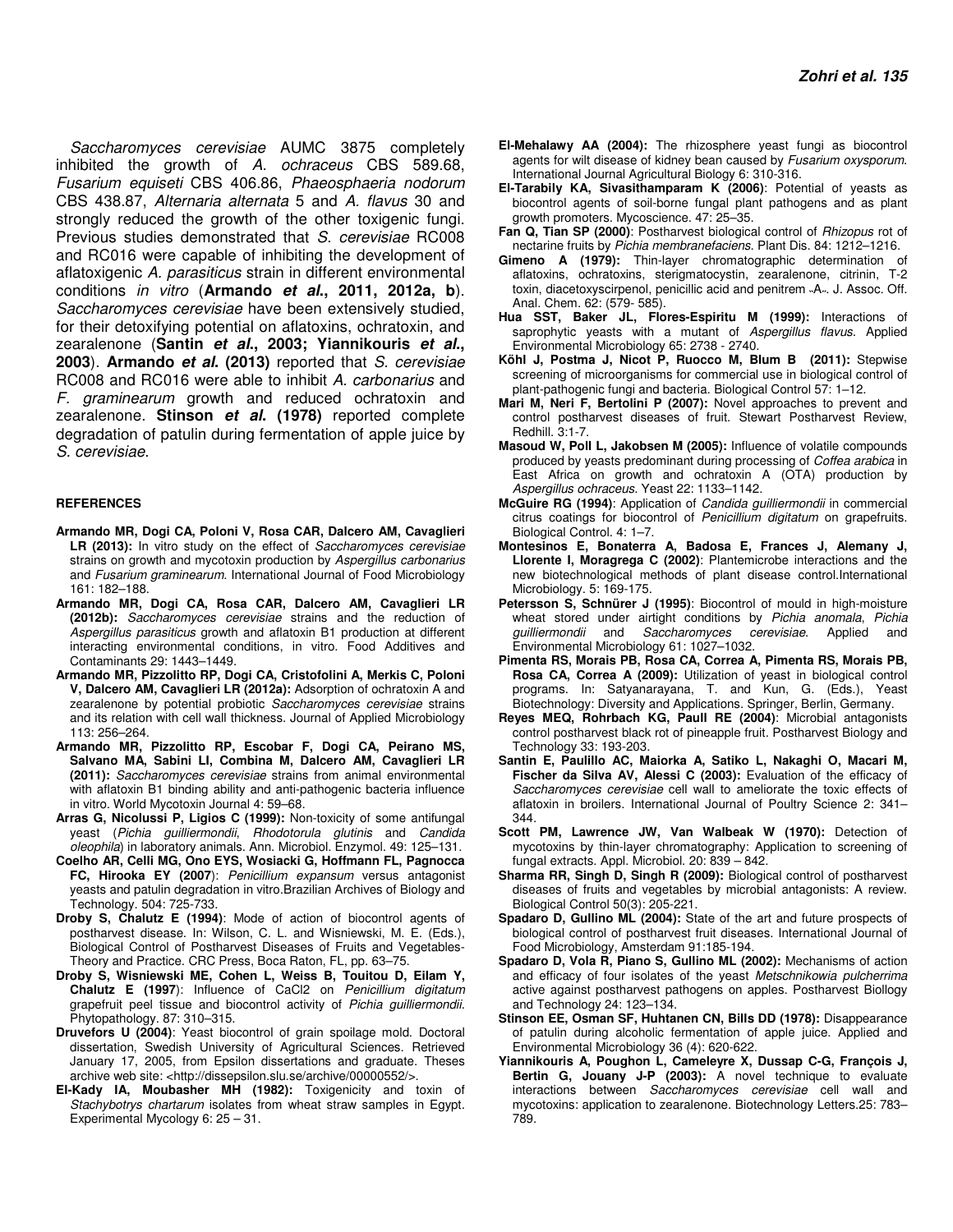*Saccharomyces cerevisiae* AUMC 3875 completely inhibited the growth of *A. ochraceus* CBS 589.68, *Fusarium equiseti* CBS 406.86, *Phaeosphaeria nodorum* CBS 438.87, *Alternaria alternata* 5 and *A. flavus* 30 and strongly reduced the growth of the other toxigenic fungi. Previous studies demonstrated that *S. cerevisiae* RC008 and RC016 were capable of inhibiting the development of aflatoxigenic *A. parasiticus* strain in different environmental conditions *in vitro* (**Armando *et al*., 2011, 2012a, b**). *Saccharomyces cerevisiae* have been extensively studied, for their detoxifying potential on aflatoxins, ochratoxin, and zearalenone (**Santin *et al*., 2003; Yiannikouris *et al*., 2003**). **Armando *et al*. (2013)** reported that *S. cerevisiae* RC008 and RC016 were able to inhibit *A. carbonarius* and *F. graminearum* growth and reduced ochratoxin and zearalenone. **Stinson *et al*. (1978)** reported complete degradation of patulin during fermentation of apple juice by *S. cerevisiae*.

## REFERENCES

**Armando MR, Dogi CA, Poloni V, Rosa CAR, Dalcero AM, Cavaglieri LR (2013):** In vitro study on the effect of *Saccharomyces cerevisiae* strains on growth and mycotoxin production by *Aspergillus carbonarius* and *Fusarium graminearum*. International Journal of Food Microbiology 161: 182–188.

**Armando MR, Dogi CA, Rosa CAR, Dalcero AM, Cavaglieri LR (2012b):** *Saccharomyces cerevisiae* strains and the reduction of *Aspergillus parasiticus* growth and aflatoxin B1 production at different interacting environmental conditions, in vitro. Food Additives and Contaminants 29: 1443–1449.

**Armando MR, Pizzolitto RP, Dogi CA, Cristofolini A, Merkis C, Poloni V, Dalcero AM, Cavaglieri LR (2012a):** Adsorption of ochratoxin A and zearalenone by potential probiotic *Saccharomyces cerevisiae* strains and its relation with cell wall thickness. Journal of Applied Microbiology 113: 256–264.

**Armando MR, Pizzolitto RP, Escobar F, Dogi CA, Peirano MS, Salvano MA, Sabini LI, Combina M, Dalcero AM, Cavaglieri LR (2011):** *Saccharomyces cerevisiae* strains from animal environmental with aflatoxin B1 binding ability and anti-pathogenic bacteria influence in vitro. World Mycotoxin Journal 4: 59–68.

**Arras G, Nicolussi P, Ligios C (1999):** Non-toxicity of some antifungal yeast (*Pichia guilliermondii*, *Rhodotorula glutinis* and *Candida oleophila*) in laboratory animals. Ann. Microbiol. Enzymol. 49: 125–131.

**Coelho AR, Celli MG, Ono EYS, Wosiacki G, Hoffmann FL, Pagnocca FC, Hirooka EY (2007**): *Penicillium expansum* versus antagonist yeasts and patulin degradation in vitro.Brazilian Archives of Biology and Technology. 504: 725-733.

**Droby S, Chalutz E (1994)**: Mode of action of biocontrol agents of postharvest disease. In: Wilson, C. L. and Wisniewski, M. E. (Eds.), Biological Control of Postharvest Diseases of Fruits and Vegetables-Theory and Practice. CRC Press, Boca Raton, FL, pp. 63–75.

**Droby S, Wisniewski ME, Cohen L, Weiss B, Touitou D, Eilam Y, Chalutz E (1997**): Influence of CaCl2 on *Penicillium digitatum* grapefruit peel tissue and biocontrol activity of *Pichia guilliermondii*. Phytopathology. 87: 310–315.

**Druvefors U (2004)**: Yeast biocontrol of grain spoilage mold. Doctoral dissertation, Swedish University of Agricultural Sciences. Retrieved January 17, 2005, from Epsilon dissertations and graduate. Theses archive web site: <http://dissepsilon.slu.se/archive/00000552/>.

**El-Kady IA, Moubasher MH (1982):** Toxigenicity and toxin of *Stachybotrys chartarum* isolates from wheat straw samples in Egypt. Experimental Mycology 6: 25 – 31.

**El-Mehalawy AA (2004):** The rhizosphere yeast fungi as biocontrol agents for wilt disease of kidney bean caused by *Fusarium oxysporum*. International Journal Agricultural Biology 6: 310-316.

**El-Tarabily KA, Sivasithamparam K (2006)**: Potential of yeasts as biocontrol agents of soil-borne fungal plant pathogens and as plant growth promoters. Mycoscience. 47: 25–35.

**Fan Q, Tian SP (2000)**: Postharvest biological control of *Rhizopus* rot of nectarine fruits by *Pichia membranefaciens*. Plant Dis. 84: 1212–1216.

**Gimeno A (1979):** Thin-layer chromatographic determination of aflatoxins, ochratoxins, sterigmatocystin, zearalenone, citrinin, T-2 toxin, diacetoxyscirpenol, penicillic acid and penitrem ‹A›. J. Assoc. Off. Anal. Chem. 62: (579- 585).

**Hua SST, Baker JL, Flores-Espiritu M (1999):** Interactions of saprophytic yeasts with a mutant of *Aspergillus flavus*. Applied Environmental Microbiology 65: 2738 - 2740.

**Köhl J, Postma J, Nicot P, Ruocco M, Blum B (2011):** Stepwise screening of microorganisms for commercial use in biological control of plant-pathogenic fungi and bacteria. Biological Control 57: 1–12.

**Mari M, Neri F, Bertolini P (2007):** Novel approaches to prevent and control postharvest diseases of fruit. Stewart Postharvest Review, Redhill. 3:1-7.

**Masoud W, Poll L, Jakobsen M (2005):** Influence of volatile compounds produced by yeasts predominant during processing of *Coffea arabica* in East Africa on growth and ochratoxin A (OTA) production by *Aspergillus ochraceus*. Yeast 22: 1133–1142.

**McGuire RG (1994)**: Application of *Candida guilliermondii* in commercial citrus coatings for biocontrol of *Penicillium digitatum* on grapefruits. Biological Control. 4: 1–7.

**Montesinos E, Bonaterra A, Badosa E, Frances J, Alemany J, Llorente I, Moragrega C (2002)**: Plantemicrobe interactions and the new biotechnological methods of plant disease control.International Microbiology. 5: 169-175.

**Petersson S, Schnürer J (1995)**: Biocontrol of mould in high-moisture wheat stored under airtight conditions by *Pichia anomala*, *Pichia guilliermondii* and *Saccharomyces cerevisiae*. Applied and Environmental Microbiology 61: 1027–1032.

**Pimenta RS, Morais PB, Rosa CA, Correa A, Pimenta RS, Morais PB, Rosa CA, Correa A (2009):** Utilization of yeast in biological control programs. In: Satyanarayana, T. and Kun, G. (Eds.), Yeast Biotechnology: Diversity and Applications. Springer, Berlin, Germany.

**Reyes MEQ, Rohrbach KG, Paull RE (2004)**: Microbial antagonists control postharvest black rot of pineapple fruit. Postharvest Biology and Technology 33: 193-203.

**Santin E, Paulillo AC, Maiorka A, Satiko L, Nakaghi O, Macari M, Fischer da Silva AV, Alessi C (2003):** Evaluation of the efficacy of *Saccharomyces cerevisiae* cell wall to ameliorate the toxic effects of aflatoxin in broilers. International Journal of Poultry Science 2: 341–344.

**Scott PM, Lawrence JW, Van Walbeak W (1970):** Detection of mycotoxins by thin-layer chromatography: Application to screening of fungal extracts. Appl. Microbiol. 20: 839 – 842.

**Sharma RR, Singh D, Singh R (2009):** Biological control of postharvest diseases of fruits and vegetables by microbial antagonists: A review. Biological Control 50(3): 205-221.

**Spadaro D, Gullino ML (2004):** State of the art and future prospects of biological control of postharvest fruit diseases. International Journal of Food Microbiology, Amsterdam 91:185-194.

**Spadaro D, Vola R, Piano S, Gullino ML (2002):** Mechanisms of action and efficacy of four isolates of the yeast *Metschnikowia pulcherrima* active against postharvest pathogens on apples. Postharvest Biollogy and Technology 24: 123–134.

**Stinson EE, Osman SF, Huhtanen CN, Bills DD (1978):** Disappearance of patulin during alcoholic fermentation of apple juice. Applied and Environmental Microbiology 36 (4): 620-622.

**Yiannikouris A, Poughon L, Cameleyre X, Dussap C-G, François J, Bertin G, Jouany J-P (2003):** A novel technique to evaluate interactions between *Saccharomyces cerevisiae* cell wall and mycotoxins: application to zearalenone. Biotechnology Letters.25: 783–789.